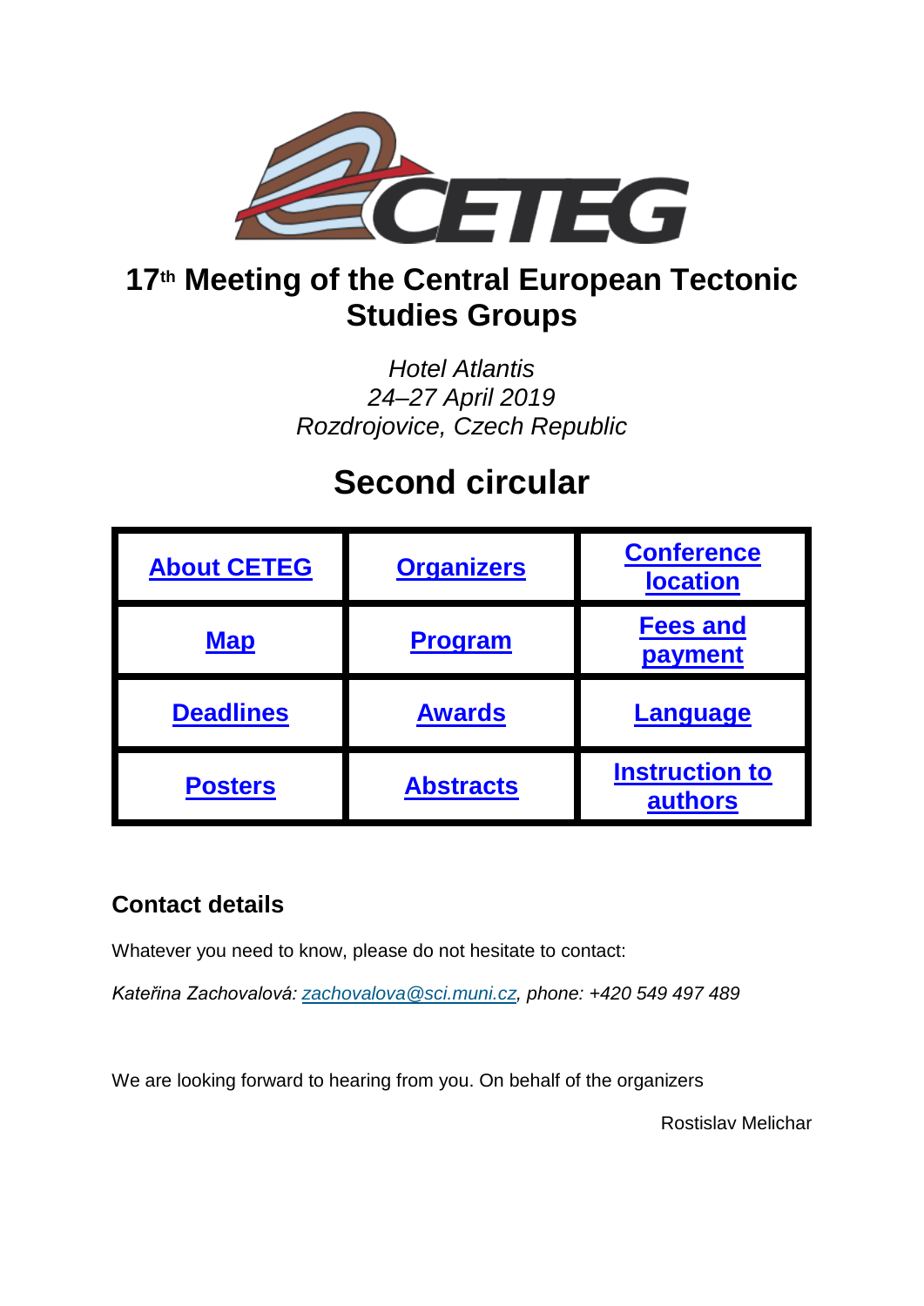# 17th Meeting of the Central European Tectonic Studies Groups

*Hotel Atlantis*
*24–27 April 2019*
*Rozdrojovice, Czech Republic*

# Second circular

| | | |
|---|---|---|
| **About CETEG** | **Organizers** | **Conference location** |
| **Map** | **Program** | **Fees and payment** |
| **Deadlines** | **Awards** | **Language** |
| **Posters** | **Abstracts** | **Instruction to authors** |

## Contact details

Whatever you need to know, please do not hesitate to contact:

*Kateřina Zachovalová: zachovalova@sci.muni.cz, phone: +420 549 497 489*

We are looking forward to hearing from you. On behalf of the organizers

Rostislav Melichar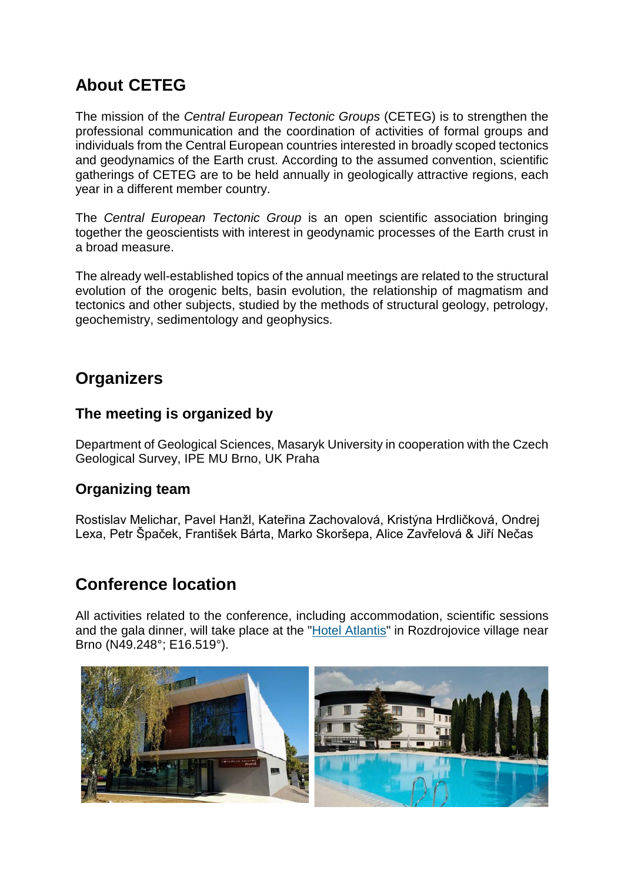## About CETEG

The mission of the *Central European Tectonic Groups* (CETEG) is to strengthen the professional communication and the coordination of activities of formal groups and individuals from the Central European countries interested in broadly scoped tectonics and geodynamics of the Earth crust. According to the assumed convention, scientific gatherings of CETEG are to be held annually in geologically attractive regions, each year in a different member country.

The *Central European Tectonic Group* is an open scientific association bringing together the geoscientists with interest in geodynamic processes of the Earth crust in a broad measure.

The already well-established topics of the annual meetings are related to the structural evolution of the orogenic belts, basin evolution, the relationship of magmatism and tectonics and other subjects, studied by the methods of structural geology, petrology, geochemistry, sedimentology and geophysics.

## Organizers

### The meeting is organized by

Department of Geological Sciences, Masaryk University in cooperation with the Czech Geological Survey, IPE MU Brno, UK Praha

### Organizing team

Rostislav Melichar, Pavel Hanžl, Kateřina Zachovalová, Kristýna Hrdličková, Ondrej Lexa, Petr Špaček, František Bárta, Marko Skoršepa, Alice Zavřelová & Jiří Nečas

## Conference location

All activities related to the conference, including accommodation, scientific sessions and the gala dinner, will take place at the "Hotel Atlantis" in Rozdrojovice village near Brno (N49.248°; E16.519°).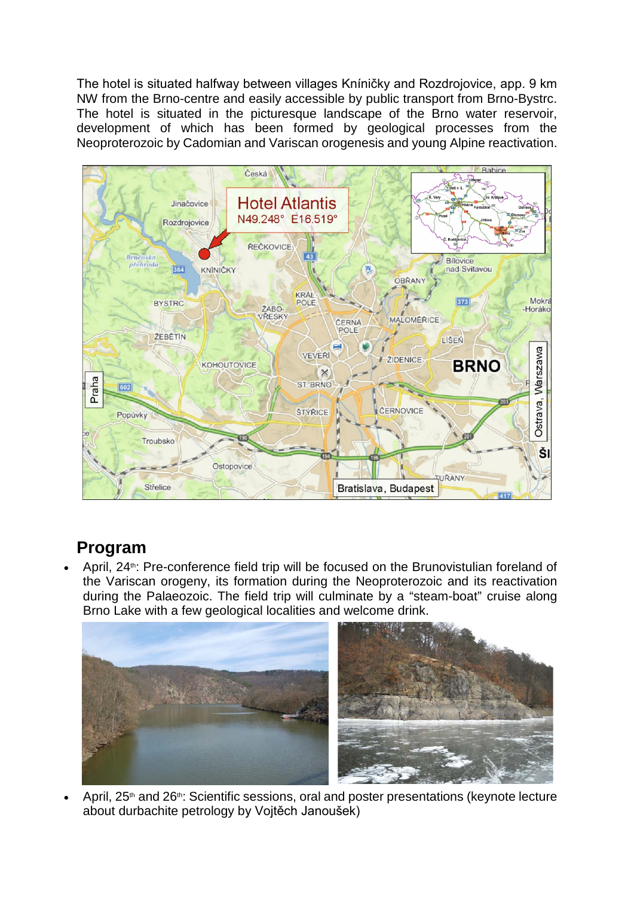The hotel is situated halfway between villages Kníničky and Rozdrojovice, app. 9 km NW from the Brno-centre and easily accessible by public transport from Brno-Bystrc. The hotel is situated in the picturesque landscape of the Brno water reservoir, development of which has been formed by geological processes from the Neoproterozoic by Cadomian and Variscan orogenesis and young Alpine reactivation.

## Program

- April, 24th: Pre-conference field trip will be focused on the Brunovistulian foreland of the Variscan orogeny, its formation during the Neoproterozoic and its reactivation during the Palaeozoic. The field trip will culminate by a "steam-boat" cruise along Brno Lake with a few geological localities and welcome drink.
- April, 25th and 26th: Scientific sessions, oral and poster presentations (keynote lecture about durbachite petrology by Vojtěch Janoušek)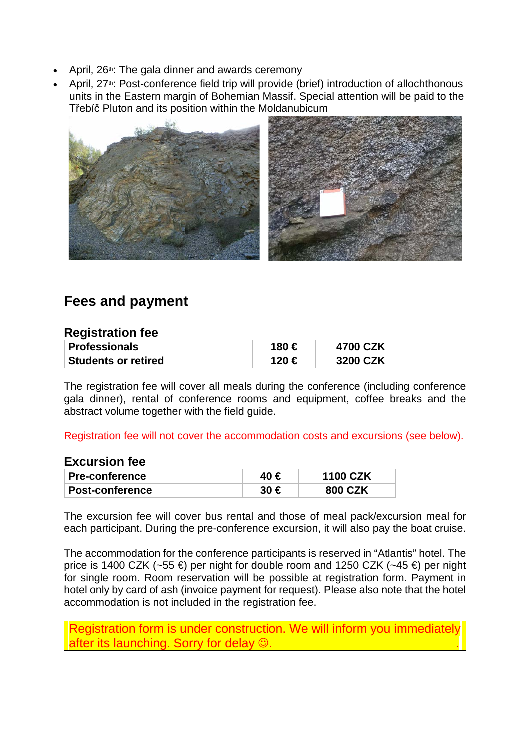- April, 26th: The gala dinner and awards ceremony
- April, 27th: Post-conference field trip will provide (brief) introduction of allochthonous units in the Eastern margin of Bohemian Massif. Special attention will be paid to the Třebíč Pluton and its position within the Moldanubicum

## Fees and payment

### Registration fee

| Professionals | 180 € | 4700 CZK |
|---|---|---|
| Students or retired | 120 € | 3200 CZK |

The registration fee will cover all meals during the conference (including conference gala dinner), rental of conference rooms and equipment, coffee breaks and the abstract volume together with the field guide.

Registration fee will not cover the accommodation costs and excursions (see below).

### Excursion fee

| Pre-conference | 40 € | 1100 CZK |
|---|---|---|
| Post-conference | 30 € | 800 CZK |

The excursion fee will cover bus rental and those of meal pack/excursion meal for each participant. During the pre-conference excursion, it will also pay the boat cruise.

The accommodation for the conference participants is reserved in "Atlantis" hotel. The price is 1400 CZK (~55 €) per night for double room and 1250 CZK (~45 €) per night for single room. Room reservation will be possible at registration form. Payment in hotel only by card of ash (invoice payment for request). Please also note that the hotel accommodation is not included in the registration fee.

Registration form is under construction. We will inform you immediately after its launching. Sorry for delay ☺.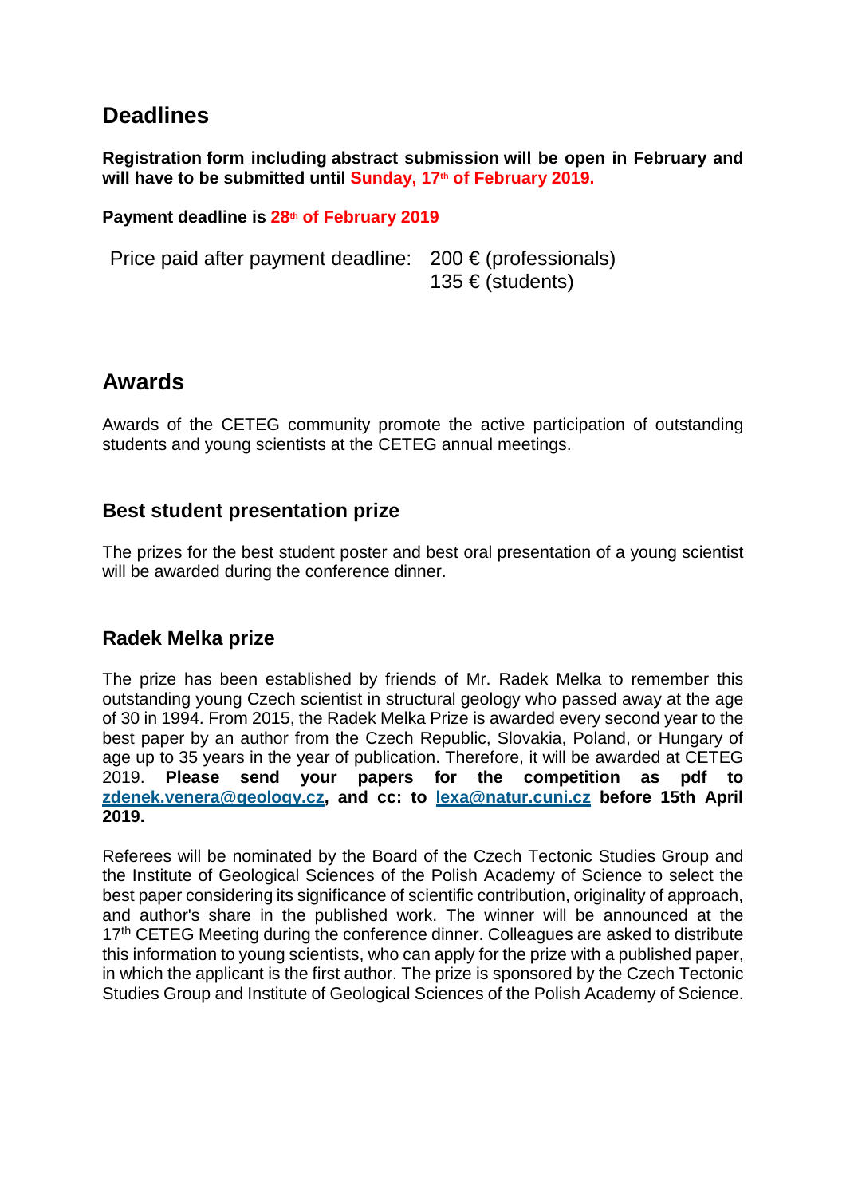## Deadlines

**Registration form including abstract submission will be open in February and will have to be submitted until Sunday, 17th of February 2019.**

**Payment deadline is 28th of February 2019**

Price paid after payment deadline: 200 € (professionals)
135 € (students)

## Awards

Awards of the CETEG community promote the active participation of outstanding students and young scientists at the CETEG annual meetings.

### Best student presentation prize

The prizes for the best student poster and best oral presentation of a young scientist will be awarded during the conference dinner.

### Radek Melka prize

The prize has been established by friends of Mr. Radek Melka to remember this outstanding young Czech scientist in structural geology who passed away at the age of 30 in 1994. From 2015, the Radek Melka Prize is awarded every second year to the best paper by an author from the Czech Republic, Slovakia, Poland, or Hungary of age up to 35 years in the year of publication. Therefore, it will be awarded at CETEG 2019. **Please send your papers for the competition as pdf to [zdenek.venera@geology.cz](mailto:zdenek.venera@geology.cz), and cc: to [lexa@natur.cuni.cz](mailto:lexa@natur.cuni.cz) before 15th April 2019.**

Referees will be nominated by the Board of the Czech Tectonic Studies Group and the Institute of Geological Sciences of the Polish Academy of Science to select the best paper considering its significance of scientific contribution, originality of approach, and author's share in the published work. The winner will be announced at the 17th CETEG Meeting during the conference dinner. Colleagues are asked to distribute this information to young scientists, who can apply for the prize with a published paper, in which the applicant is the first author. The prize is sponsored by the Czech Tectonic Studies Group and Institute of Geological Sciences of the Polish Academy of Science.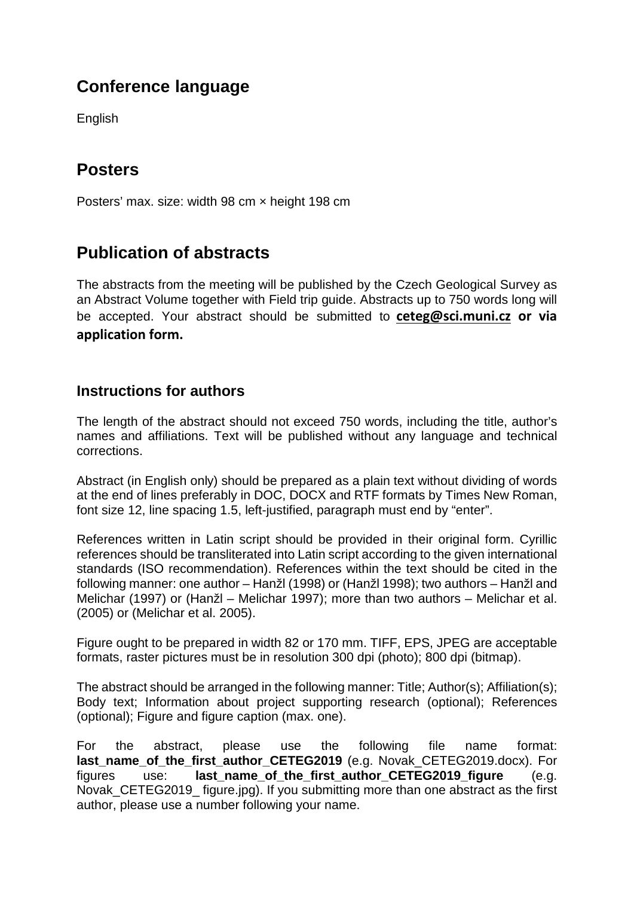## Conference language

English

## Posters

Posters' max. size: width 98 cm × height 198 cm

## Publication of abstracts

The abstracts from the meeting will be published by the Czech Geological Survey as an Abstract Volume together with Field trip guide. Abstracts up to 750 words long will be accepted. Your abstract should be submitted to **ceteg@sci.muni.cz or via application form.**

### Instructions for authors

The length of the abstract should not exceed 750 words, including the title, author's names and affiliations. Text will be published without any language and technical corrections.

Abstract (in English only) should be prepared as a plain text without dividing of words at the end of lines preferably in DOC, DOCX and RTF formats by Times New Roman, font size 12, line spacing 1.5, left-justified, paragraph must end by "enter".

References written in Latin script should be provided in their original form. Cyrillic references should be transliterated into Latin script according to the given international standards (ISO recommendation). References within the text should be cited in the following manner: one author – Hanžl (1998) or (Hanžl 1998); two authors – Hanžl and Melichar (1997) or (Hanžl – Melichar 1997); more than two authors – Melichar et al. (2005) or (Melichar et al. 2005).

Figure ought to be prepared in width 82 or 170 mm. TIFF, EPS, JPEG are acceptable formats, raster pictures must be in resolution 300 dpi (photo); 800 dpi (bitmap).

The abstract should be arranged in the following manner: Title; Author(s); Affiliation(s); Body text; Information about project supporting research (optional); References (optional); Figure and figure caption (max. one).

For the abstract, please use the following file name format: **last_name_of_the_first_author_CETEG2019** (e.g. Novak_CETEG2019.docx). For figures use: **last_name_of_the_first_author_CETEG2019_figure** (e.g. Novak_CETEG2019_ figure.jpg). If you submitting more than one abstract as the first author, please use a number following your name.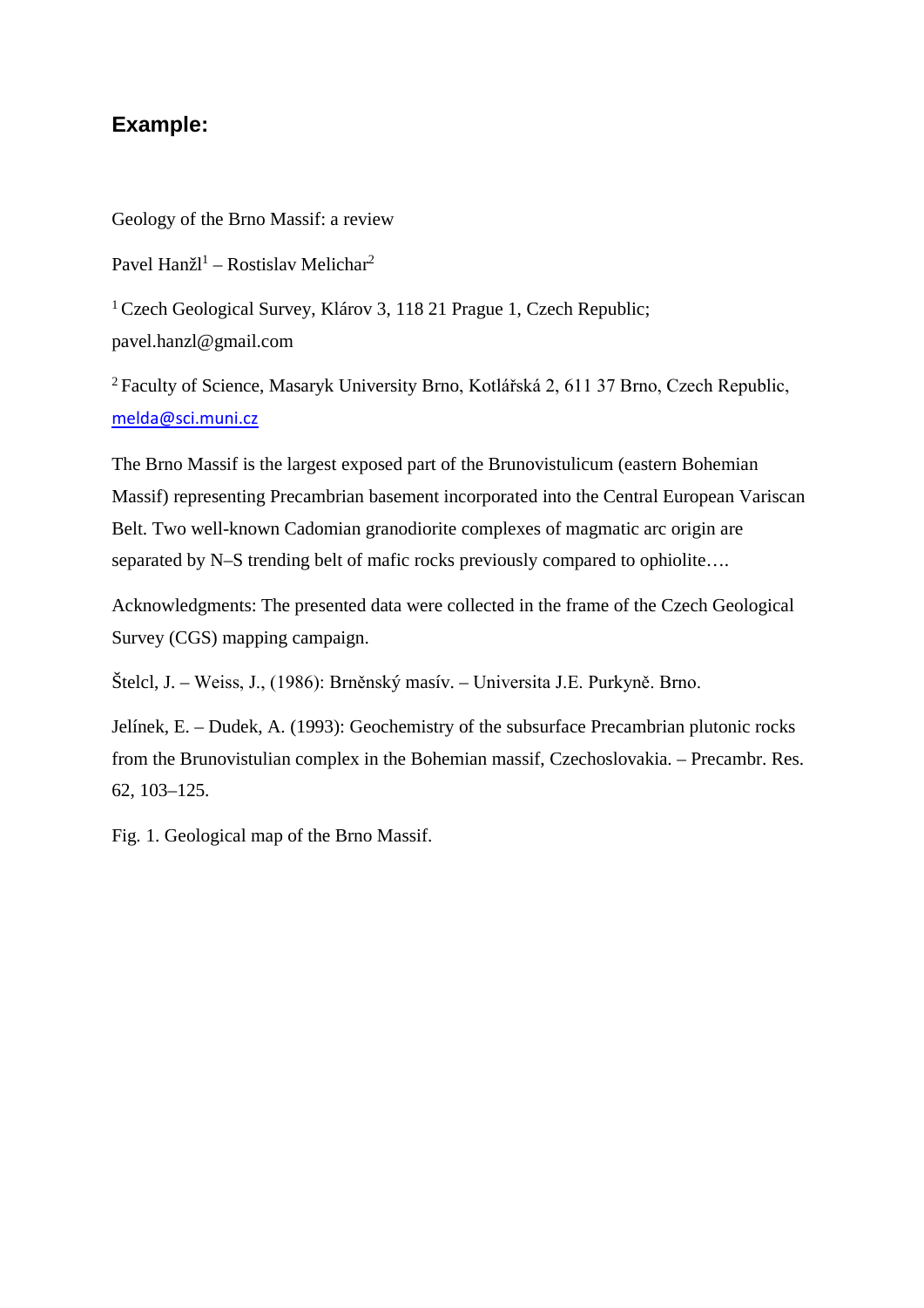## Example:

Geology of the Brno Massif: a review

Pavel Hanžl[1] – Rostislav Melichar[2]

[1] Czech Geological Survey, Klárov 3, 118 21 Prague 1, Czech Republic; pavel.hanzl@gmail.com

[2] Faculty of Science, Masaryk University Brno, Kotlářská 2, 611 37 Brno, Czech Republic, melda@sci.muni.cz

The Brno Massif is the largest exposed part of the Brunovistulicum (eastern Bohemian Massif) representing Precambrian basement incorporated into the Central European Variscan Belt. Two well-known Cadomian granodiorite complexes of magmatic arc origin are separated by N–S trending belt of mafic rocks previously compared to ophiolite….

Acknowledgments: The presented data were collected in the frame of the Czech Geological Survey (CGS) mapping campaign.

Štelcl, J. – Weiss, J., (1986): Brněnský masív. – Universita J.E. Purkyně. Brno.

Jelínek, E. – Dudek, A. (1993): Geochemistry of the subsurface Precambrian plutonic rocks from the Brunovistulian complex in the Bohemian massif, Czechoslovakia. – Precambr. Res. 62, 103–125.

Fig. 1. Geological map of the Brno Massif.